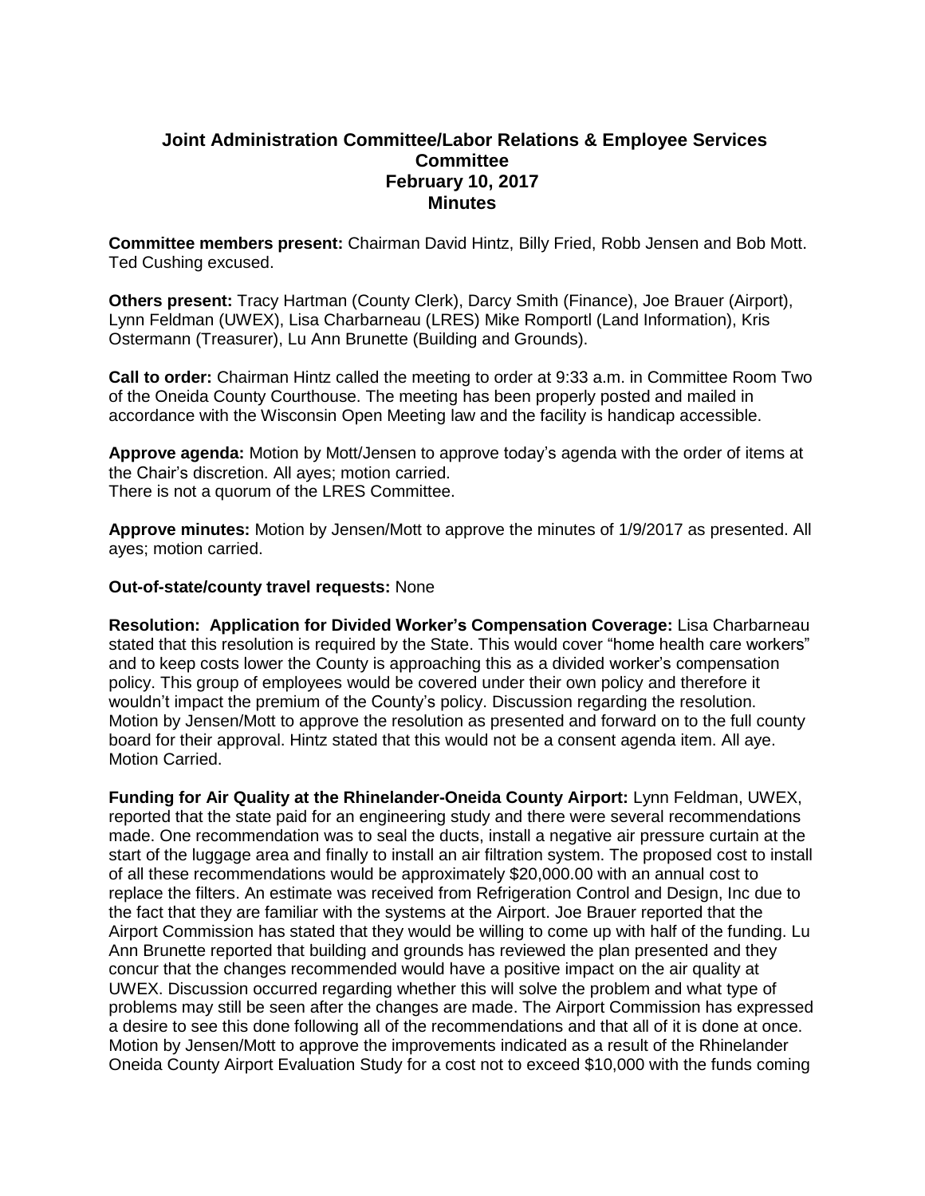# Joint Administration Committee/Labor Relations & Employee Services Committee
## February 10, 2017
## Minutes

**Committee members present:** Chairman David Hintz, Billy Fried, Robb Jensen and Bob Mott. Ted Cushing excused.

**Others present:** Tracy Hartman (County Clerk), Darcy Smith (Finance), Joe Brauer (Airport), Lynn Feldman (UWEX), Lisa Charbarneau (LRES) Mike Romportl (Land Information), Kris Ostermann (Treasurer), Lu Ann Brunette (Building and Grounds).

**Call to order:** Chairman Hintz called the meeting to order at 9:33 a.m. in Committee Room Two of the Oneida County Courthouse. The meeting has been properly posted and mailed in accordance with the Wisconsin Open Meeting law and the facility is handicap accessible.

**Approve agenda:** Motion by Mott/Jensen to approve today's agenda with the order of items at the Chair's discretion. All ayes; motion carried.
There is not a quorum of the LRES Committee.

**Approve minutes:** Motion by Jensen/Mott to approve the minutes of 1/9/2017 as presented. All ayes; motion carried.

**Out-of-state/county travel requests:** None

**Resolution: Application for Divided Worker's Compensation Coverage:** Lisa Charbarneau stated that this resolution is required by the State. This would cover "home health care workers" and to keep costs lower the County is approaching this as a divided worker's compensation policy. This group of employees would be covered under their own policy and therefore it wouldn't impact the premium of the County's policy. Discussion regarding the resolution. Motion by Jensen/Mott to approve the resolution as presented and forward on to the full county board for their approval. Hintz stated that this would not be a consent agenda item. All aye. Motion Carried.

**Funding for Air Quality at the Rhinelander-Oneida County Airport:** Lynn Feldman, UWEX, reported that the state paid for an engineering study and there were several recommendations made. One recommendation was to seal the ducts, install a negative air pressure curtain at the start of the luggage area and finally to install an air filtration system. The proposed cost to install of all these recommendations would be approximately $20,000.00 with an annual cost to replace the filters. An estimate was received from Refrigeration Control and Design, Inc due to the fact that they are familiar with the systems at the Airport. Joe Brauer reported that the Airport Commission has stated that they would be willing to come up with half of the funding. Lu Ann Brunette reported that building and grounds has reviewed the plan presented and they concur that the changes recommended would have a positive impact on the air quality at UWEX. Discussion occurred regarding whether this will solve the problem and what type of problems may still be seen after the changes are made. The Airport Commission has expressed a desire to see this done following all of the recommendations and that all of it is done at once. Motion by Jensen/Mott to approve the improvements indicated as a result of the Rhinelander Oneida County Airport Evaluation Study for a cost not to exceed $10,000 with the funds coming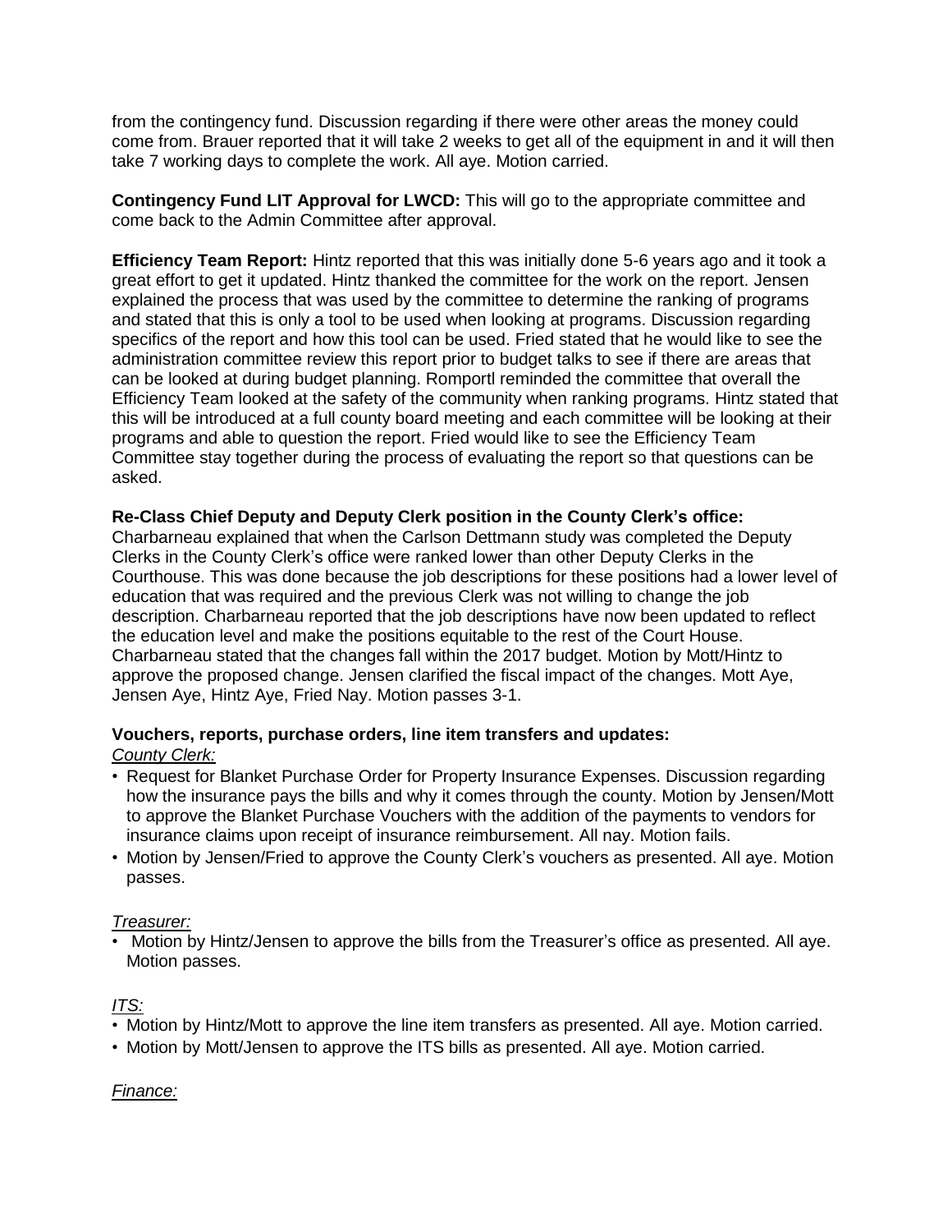from the contingency fund. Discussion regarding if there were other areas the money could come from. Brauer reported that it will take 2 weeks to get all of the equipment in and it will then take 7 working days to complete the work. All aye. Motion carried.

**Contingency Fund LIT Approval for LWCD:** This will go to the appropriate committee and come back to the Admin Committee after approval.

**Efficiency Team Report:** Hintz reported that this was initially done 5-6 years ago and it took a great effort to get it updated. Hintz thanked the committee for the work on the report. Jensen explained the process that was used by the committee to determine the ranking of programs and stated that this is only a tool to be used when looking at programs. Discussion regarding specifics of the report and how this tool can be used. Fried stated that he would like to see the administration committee review this report prior to budget talks to see if there are areas that can be looked at during budget planning. Romportl reminded the committee that overall the Efficiency Team looked at the safety of the community when ranking programs. Hintz stated that this will be introduced at a full county board meeting and each committee will be looking at their programs and able to question the report. Fried would like to see the Efficiency Team Committee stay together during the process of evaluating the report so that questions can be asked.

**Re-Class Chief Deputy and Deputy Clerk position in the County Clerk's office:**
Charbarneau explained that when the Carlson Dettmann study was completed the Deputy Clerks in the County Clerk's office were ranked lower than other Deputy Clerks in the Courthouse. This was done because the job descriptions for these positions had a lower level of education that was required and the previous Clerk was not willing to change the job description. Charbarneau reported that the job descriptions have now been updated to reflect the education level and make the positions equitable to the rest of the Court House. Charbarneau stated that the changes fall within the 2017 budget. Motion by Mott/Hintz to approve the proposed change. Jensen clarified the fiscal impact of the changes. Mott Aye, Jensen Aye, Hintz Aye, Fried Nay. Motion passes 3-1.

**Vouchers, reports, purchase orders, line item transfers and updates:**

*County Clerk:*

- Request for Blanket Purchase Order for Property Insurance Expenses. Discussion regarding how the insurance pays the bills and why it comes through the county. Motion by Jensen/Mott to approve the Blanket Purchase Vouchers with the addition of the payments to vendors for insurance claims upon receipt of insurance reimbursement. All nay. Motion fails.
- Motion by Jensen/Fried to approve the County Clerk's vouchers as presented. All aye. Motion passes.

*Treasurer:*

- Motion by Hintz/Jensen to approve the bills from the Treasurer's office as presented. All aye. Motion passes.

*ITS:*

- Motion by Hintz/Mott to approve the line item transfers as presented. All aye. Motion carried.
- Motion by Mott/Jensen to approve the ITS bills as presented. All aye. Motion carried.

*Finance:*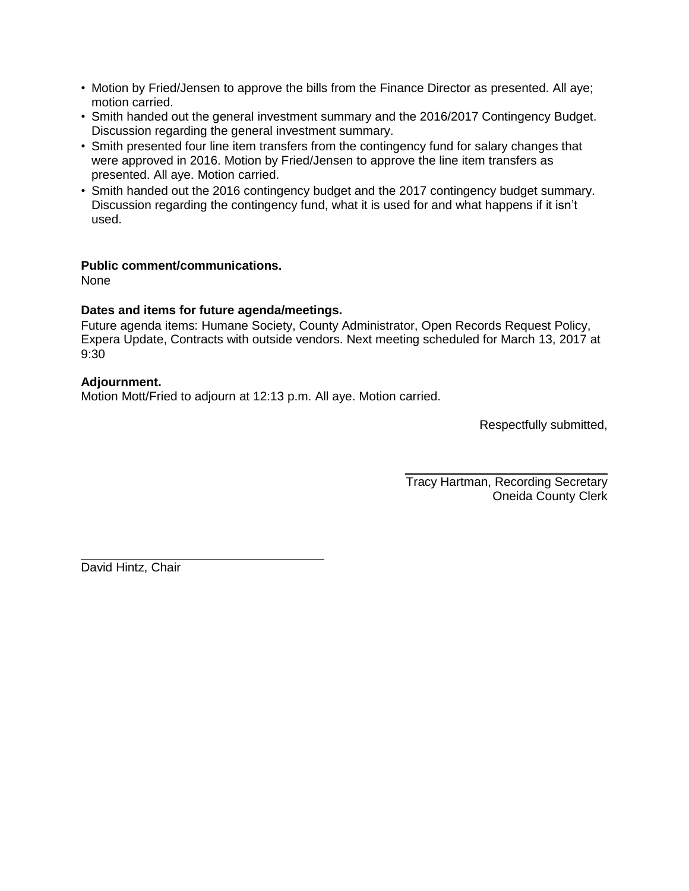- Motion by Fried/Jensen to approve the bills from the Finance Director as presented. All aye; motion carried.
- Smith handed out the general investment summary and the 2016/2017 Contingency Budget. Discussion regarding the general investment summary.
- Smith presented four line item transfers from the contingency fund for salary changes that were approved in 2016. Motion by Fried/Jensen to approve the line item transfers as presented. All aye. Motion carried.
- Smith handed out the 2016 contingency budget and the 2017 contingency budget summary. Discussion regarding the contingency fund, what it is used for and what happens if it isn't used.

**Public comment/communications.**
None

**Dates and items for future agenda/meetings.**
Future agenda items: Humane Society, County Administrator, Open Records Request Policy, Expera Update, Contracts with outside vendors. Next meeting scheduled for March 13, 2017 at 9:30

**Adjournment.**
Motion Mott/Fried to adjourn at 12:13 p.m. All aye. Motion carried.

Respectfully submitted,

Tracy Hartman, Recording Secretary
Oneida County Clerk

David Hintz, Chair